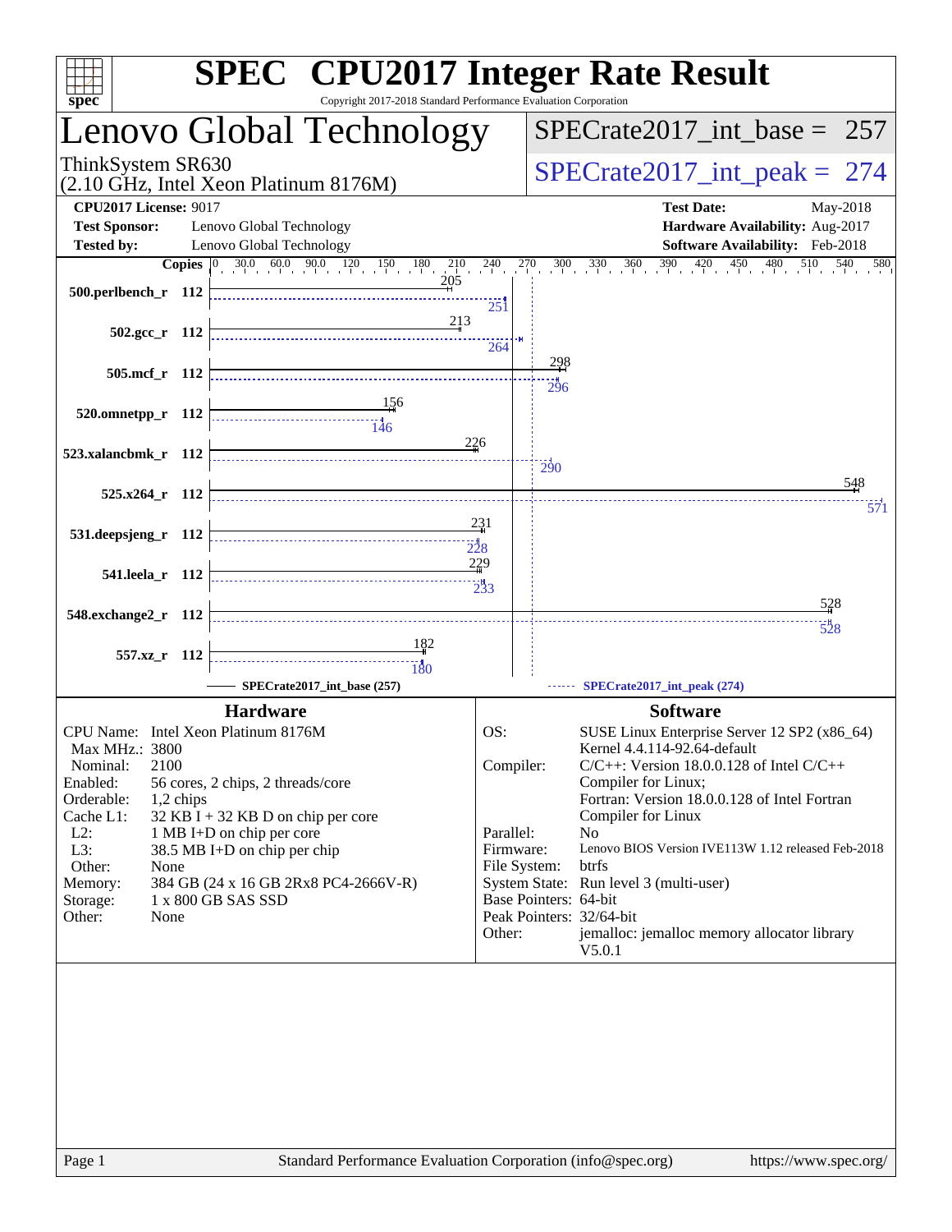# SPEC CPU2017 Integer Rate Result

Copyright 2017-2018 Standard Performance Evaluation Corporation

## Lenovo Global Technology

ThinkSystem SR630
(2.10 GHz, Intel Xeon Platinum 8176M)

SPECrate2017_int_base = 257

SPECrate2017_int_peak = 274

**CPU2017 License:** 9017
**Test Sponsor:** Lenovo Global Technology
**Tested by:** Lenovo Global Technology

**Test Date:** May-2018
**Hardware Availability:** Aug-2017
**Software Availability:** Feb-2018

| Benchmark | Copies | Base | Peak |
|---|---|---|---|
| 500.perlbench_r | 112 | 205 | 251 |
| 502.gcc_r | 112 | 213 | 264 |
| 505.mcf_r | 112 | 298 | 296 |
| 520.omnetpp_r | 112 | 156 | 146 |
| 523.xalancbmk_r | 112 | 226 | 290 |
| 525.x264_r | 112 | 548 | 571 |
| 531.deepsjeng_r | 112 | 231 | 228 |
| 541.leela_r | 112 | 229 | 233 |
| 548.exchange2_r | 112 | 528 | 528 |
| 557.xz_r | 112 | 182 | 180 |

SPECrate2017_int_base (257) — SPECrate2017_int_peak (274)

### Hardware

| | |
|---|---|
| CPU Name: | Intel Xeon Platinum 8176M |
| Max MHz.: | 3800 |
| Nominal: | 2100 |
| Enabled: | 56 cores, 2 chips, 2 threads/core |
| Orderable: | 1,2 chips |
| Cache L1: | 32 KB I + 32 KB D on chip per core |
| L2: | 1 MB I+D on chip per core |
| L3: | 38.5 MB I+D on chip per chip |
| Other: | None |
| Memory: | 384 GB (24 x 16 GB 2Rx8 PC4-2666V-R) |
| Storage: | 1 x 800 GB SAS SSD |
| Other: | None |

### Software

| | |
|---|---|
| OS: | SUSE Linux Enterprise Server 12 SP2 (x86_64) Kernel 4.4.114-92.64-default |
| Compiler: | C/C++: Version 18.0.0.128 of Intel C/C++ Compiler for Linux; Fortran: Version 18.0.0.128 of Intel Fortran Compiler for Linux |
| Parallel: | No |
| Firmware: | Lenovo BIOS Version IVE113W 1.12 released Feb-2018 |
| File System: | btrfs |
| System State: | Run level 3 (multi-user) |
| Base Pointers: | 64-bit |
| Peak Pointers: | 32/64-bit |
| Other: | jemalloc: jemalloc memory allocator library V5.0.1 |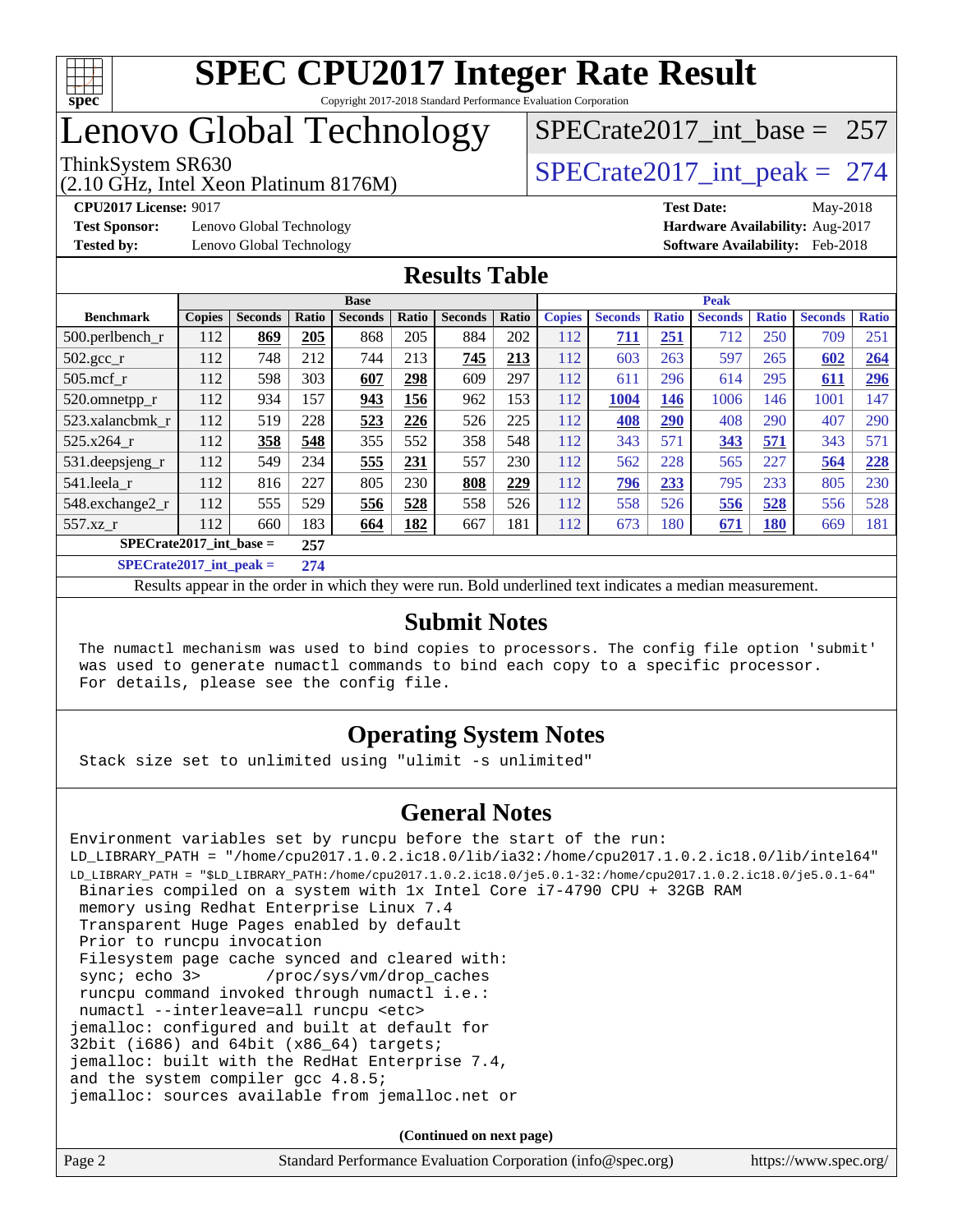# SPEC CPU2017 Integer Rate Result

Copyright 2017-2018 Standard Performance Evaluation Corporation

# Lenovo Global Technology

ThinkSystem SR630
(2.10 GHz, Intel Xeon Platinum 8176M)

SPECrate2017_int_base = 257

SPECrate2017_int_peak = 274

**CPU2017 License:** 9017
**Test Sponsor:** Lenovo Global Technology
**Tested by:** Lenovo Global Technology

**Test Date:** May-2018
**Hardware Availability:** Aug-2017
**Software Availability:** Feb-2018

## Results Table

| Benchmark | Base | | | | | | | Peak | | | | | | |
|---|---|---|---|---|---|---|---|---|---|---|---|---|---|---|
| | Copies | Seconds | Ratio | Seconds | Ratio | Seconds | Ratio | Copies | Seconds | Ratio | Seconds | Ratio | Seconds | Ratio |
| 500.perlbench_r | 112 | **869** | **205** | 868 | 205 | 884 | 202 | 112 | **711** | **251** | 712 | 250 | 709 | 251 |
| 502.gcc_r | 112 | 748 | 212 | 744 | 213 | **745** | **213** | 112 | 603 | 263 | 597 | 265 | **602** | **264** |
| 505.mcf_r | 112 | 598 | 303 | **607** | **298** | 609 | 297 | 112 | 611 | 296 | 614 | 295 | **611** | **296** |
| 520.omnetpp_r | 112 | 934 | 157 | **943** | **156** | 962 | 153 | 112 | **1004** | **146** | 1006 | 146 | 1001 | 147 |
| 523.xalancbmk_r | 112 | 519 | 228 | **523** | **226** | 526 | 225 | 112 | **408** | **290** | 408 | 290 | 407 | 290 |
| 525.x264_r | 112 | **358** | **548** | 355 | 552 | 358 | 548 | 112 | 343 | 571 | **343** | **571** | 343 | 571 |
| 531.deepsjeng_r | 112 | 549 | 234 | **555** | **231** | 557 | 230 | 112 | 562 | 228 | 565 | 227 | **564** | **228** |
| 541.leela_r | 112 | 816 | 227 | 805 | 230 | **808** | **229** | 112 | **796** | **233** | 795 | 233 | 805 | 230 |
| 548.exchange2_r | 112 | 555 | 529 | **556** | **528** | 558 | 526 | 112 | 558 | 526 | **556** | **528** | 556 | 528 |
| 557.xz_r | 112 | 660 | 183 | **664** | **182** | 667 | 181 | 112 | 673 | 180 | **671** | **180** | 669 | 181 |

**SPECrate2017_int_base = 257**

**SPECrate2017_int_peak = 274**

Results appear in the order in which they were run. Bold underlined text indicates a median measurement.

## Submit Notes

```
The numactl mechanism was used to bind copies to processors. The config file option 'submit'
was used to generate numactl commands to bind each copy to a specific processor.
For details, please see the config file.
```

## Operating System Notes

```
Stack size set to unlimited using "ulimit -s unlimited"
```

## General Notes

```
Environment variables set by runcpu before the start of the run:
LD_LIBRARY_PATH = "/home/cpu2017.1.0.2.ic18.0/lib/ia32:/home/cpu2017.1.0.2.ic18.0/lib/intel64"
LD_LIBRARY_PATH = "$LD_LIBRARY_PATH:/home/cpu2017.1.0.2.ic18.0/je5.0.1-32:/home/cpu2017.1.0.2.ic18.0/je5.0.1-64"
 Binaries compiled on a system with 1x Intel Core i7-4790 CPU + 32GB RAM
 memory using Redhat Enterprise Linux 7.4
 Transparent Huge Pages enabled by default
 Prior to runcpu invocation
 Filesystem page cache synced and cleared with:
 sync; echo 3>       /proc/sys/vm/drop_caches
 runcpu command invoked through numactl i.e.:
 numactl --interleave=all runcpu <etc>
jemalloc: configured and built at default for
32bit (i686) and 64bit (x86_64) targets;
jemalloc: built with the RedHat Enterprise 7.4,
and the system compiler gcc 4.8.5;
jemalloc: sources available from jemalloc.net or
```

**(Continued on next page)**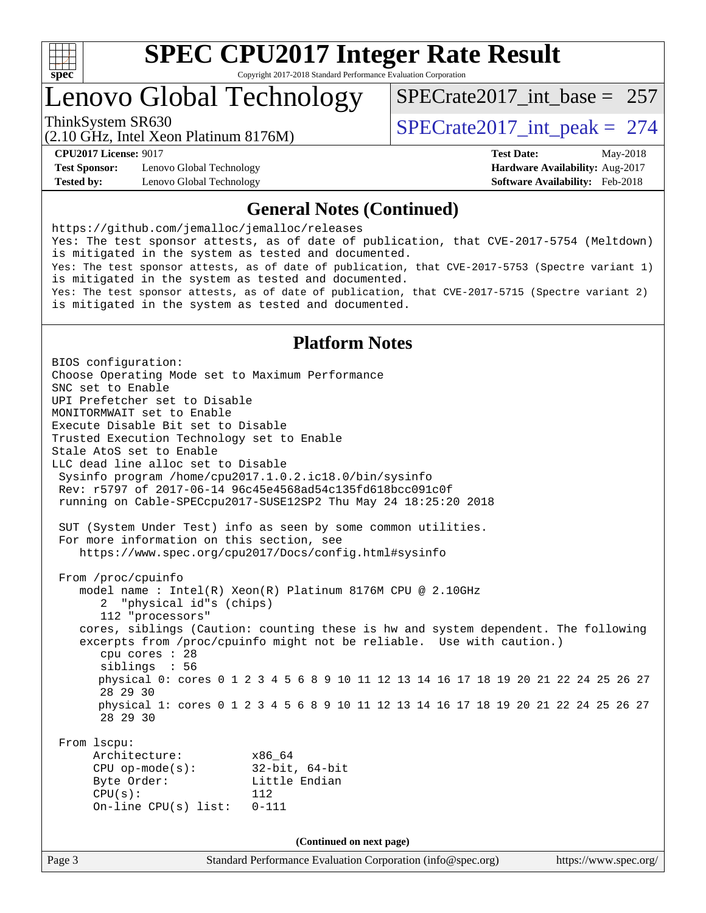## General Notes (Continued)

```
https://github.com/jemalloc/jemalloc/releases
Yes: The test sponsor attests, as of date of publication, that CVE-2017-5754 (Meltdown)
is mitigated in the system as tested and documented.
Yes: The test sponsor attests, as of date of publication, that CVE-2017-5753 (Spectre variant 1)
is mitigated in the system as tested and documented.
Yes: The test sponsor attests, as of date of publication, that CVE-2017-5715 (Spectre variant 2)
is mitigated in the system as tested and documented.
```

## Platform Notes

```
BIOS configuration:
Choose Operating Mode set to Maximum Performance
SNC set to Enable
UPI Prefetcher set to Disable
MONITORMWAIT set to Enable
Execute Disable Bit set to Disable
Trusted Execution Technology set to Enable
Stale AtoS set to Enable
LLC dead line alloc set to Disable
 Sysinfo program /home/cpu2017.1.0.2.ic18.0/bin/sysinfo
 Rev: r5797 of 2017-06-14 96c45e4568ad54c135fd618bcc091c0f
 running on Cable-SPECcpu2017-SUSE12SP2 Thu May 24 18:25:20 2018

 SUT (System Under Test) info as seen by some common utilities.
 For more information on this section, see
    https://www.spec.org/cpu2017/Docs/config.html#sysinfo

 From /proc/cpuinfo
    model name : Intel(R) Xeon(R) Platinum 8176M CPU @ 2.10GHz
       2  "physical id"s (chips)
       112 "processors"
    cores, siblings (Caution: counting these is hw and system dependent. The following
    excerpts from /proc/cpuinfo might not be reliable.  Use with caution.)
       cpu cores : 28
       siblings  : 56
       physical 0: cores 0 1 2 3 4 5 6 8 9 10 11 12 13 14 16 17 18 19 20 21 22 24 25 26 27
       28 29 30
       physical 1: cores 0 1 2 3 4 5 6 8 9 10 11 12 13 14 16 17 18 19 20 21 22 24 25 26 27
       28 29 30

 From lscpu:
      Architecture:          x86_64
      CPU op-mode(s):        32-bit, 64-bit
      Byte Order:            Little Endian
      CPU(s):                112
      On-line CPU(s) list:   0-111
```

(Continued on next page)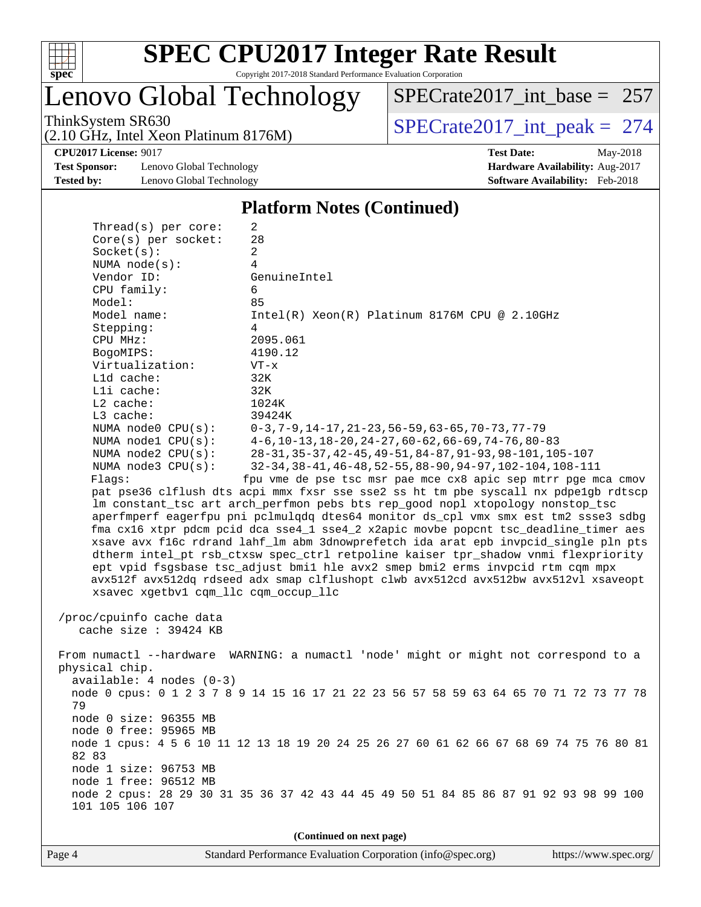## Platform Notes (Continued)

```
Thread(s) per core:    2
Core(s) per socket:    28
Socket(s):             2
NUMA node(s):          4
Vendor ID:             GenuineIntel
CPU family:            6
Model:                 85
Model name:            Intel(R) Xeon(R) Platinum 8176M CPU @ 2.10GHz
Stepping:              4
CPU MHz:               2095.061
BogoMIPS:              4190.12
Virtualization:        VT-x
L1d cache:             32K
L1i cache:             32K
L2 cache:              1024K
L3 cache:              39424K
NUMA node0 CPU(s):     0-3,7-9,14-17,21-23,56-59,63-65,70-73,77-79
NUMA node1 CPU(s):     4-6,10-13,18-20,24-27,60-62,66-69,74-76,80-83
NUMA node2 CPU(s):     28-31,35-37,42-45,49-51,84-87,91-93,98-101,105-107
NUMA node3 CPU(s):     32-34,38-41,46-48,52-55,88-90,94-97,102-104,108-111
Flags:                 fpu vme de pse tsc msr pae mce cx8 apic sep mtrr pge mca cmov
pat pse36 clflush dts acpi mmx fxsr sse sse2 ss ht tm pbe syscall nx pdpe1gb rdtscp
lm constant_tsc art arch_perfmon pebs bts rep_good nopl xtopology nonstop_tsc
aperfmperf eagerfpu pni pclmulqdq dtes64 monitor ds_cpl vmx smx est tm2 ssse3 sdbg
fma cx16 xtpr pdcm pcid dca sse4_1 sse4_2 x2apic movbe popcnt tsc_deadline_timer aes
xsave avx f16c rdrand lahf_lm abm 3dnowprefetch ida arat epb invpcid_single pln pts
dtherm intel_pt rsb_ctxsw spec_ctrl retpoline kaiser tpr_shadow vnmi flexpriority
ept vpid fsgsbase tsc_adjust bmi1 hle avx2 smep bmi2 erms invpcid rtm cqm mpx
avx512f avx512dq rdseed adx smap clflushopt clwb avx512cd avx512bw avx512vl xsaveopt
xsavec xgetbv1 cqm_llc cqm_occup_llc

/proc/cpuinfo cache data
   cache size : 39424 KB

From numactl --hardware  WARNING: a numactl 'node' might or might not correspond to a
physical chip.
  available: 4 nodes (0-3)
  node 0 cpus: 0 1 2 3 7 8 9 14 15 16 17 21 22 23 56 57 58 59 63 64 65 70 71 72 73 77 78
  79
  node 0 size: 96355 MB
  node 0 free: 95965 MB
  node 1 cpus: 4 5 6 10 11 12 13 18 19 20 24 25 26 27 60 61 62 66 67 68 69 74 75 76 80 81
  82 83
  node 1 size: 96753 MB
  node 1 free: 96512 MB
  node 2 cpus: 28 29 30 31 35 36 37 42 43 44 45 49 50 51 84 85 86 87 91 92 93 98 99 100
  101 105 106 107
```

(Continued on next page)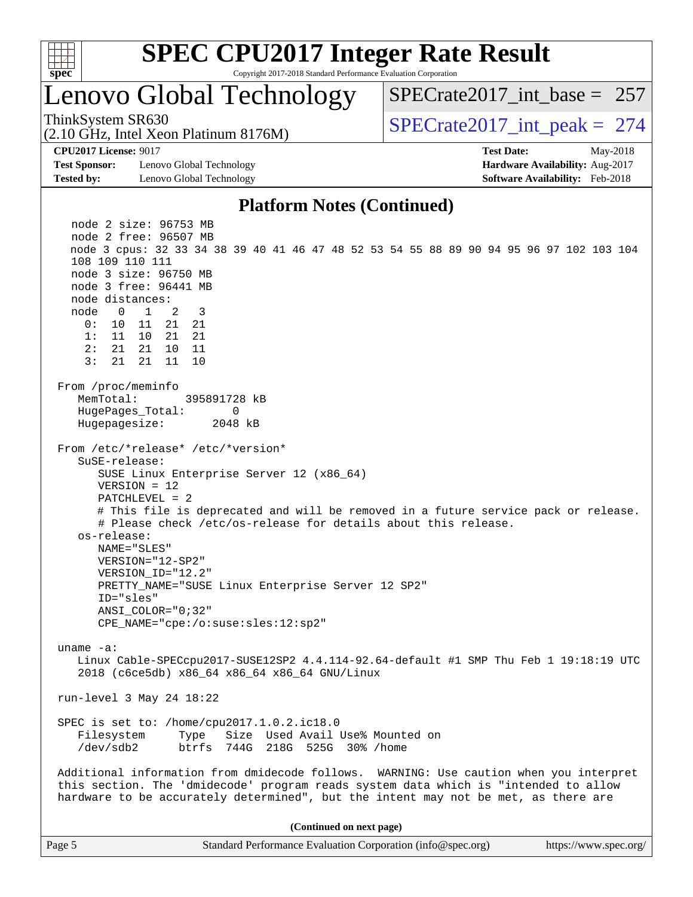# SPEC CPU2017 Integer Rate Result

Copyright 2017-2018 Standard Performance Evaluation Corporation

## Lenovo Global Technology

ThinkSystem SR630
(2.10 GHz, Intel Xeon Platinum 8176M)

SPECrate2017_int_base = 257

SPECrate2017_int_peak = 274

**CPU2017 License:** 9017
**Test Sponsor:** Lenovo Global Technology
**Tested by:** Lenovo Global Technology

**Test Date:** May-2018
**Hardware Availability:** Aug-2017
**Software Availability:** Feb-2018

### Platform Notes (Continued)

```
   node 2 size: 96753 MB
   node 2 free: 96507 MB
   node 3 cpus: 32 33 34 38 39 40 41 46 47 48 52 53 54 55 88 89 90 94 95 96 97 102 103 104
   108 109 110 111
   node 3 size: 96750 MB
   node 3 free: 96441 MB
   node distances:
   node   0   1   2   3
     0:  10  11  21  21
     1:  11  10  21  21
     2:  21  21  10  11
     3:  21  21  11  10

 From /proc/meminfo
    MemTotal:       395891728 kB
    HugePages_Total:       0
    Hugepagesize:       2048 kB

 From /etc/*release* /etc/*version*
    SuSE-release:
       SUSE Linux Enterprise Server 12 (x86_64)
       VERSION = 12
       PATCHLEVEL = 2
       # This file is deprecated and will be removed in a future service pack or release.
       # Please check /etc/os-release for details about this release.
    os-release:
       NAME="SLES"
       VERSION="12-SP2"
       VERSION_ID="12.2"
       PRETTY_NAME="SUSE Linux Enterprise Server 12 SP2"
       ID="sles"
       ANSI_COLOR="0;32"
       CPE_NAME="cpe:/o:suse:sles:12:sp2"

 uname -a:
    Linux Cable-SPECcpu2017-SUSE12SP2 4.4.114-92.64-default #1 SMP Thu Feb 1 19:18:19 UTC
    2018 (c6ce5db) x86_64 x86_64 x86_64 GNU/Linux

 run-level 3 May 24 18:22

 SPEC is set to: /home/cpu2017.1.0.2.ic18.0
    Filesystem     Type   Size  Used Avail Use% Mounted on
    /dev/sdb2      btrfs  744G  218G  525G  30% /home

 Additional information from dmidecode follows.  WARNING: Use caution when you interpret
 this section. The 'dmidecode' program reads system data which is "intended to allow
 hardware to be accurately determined", but the intent may not be met, as there are
```

**(Continued on next page)**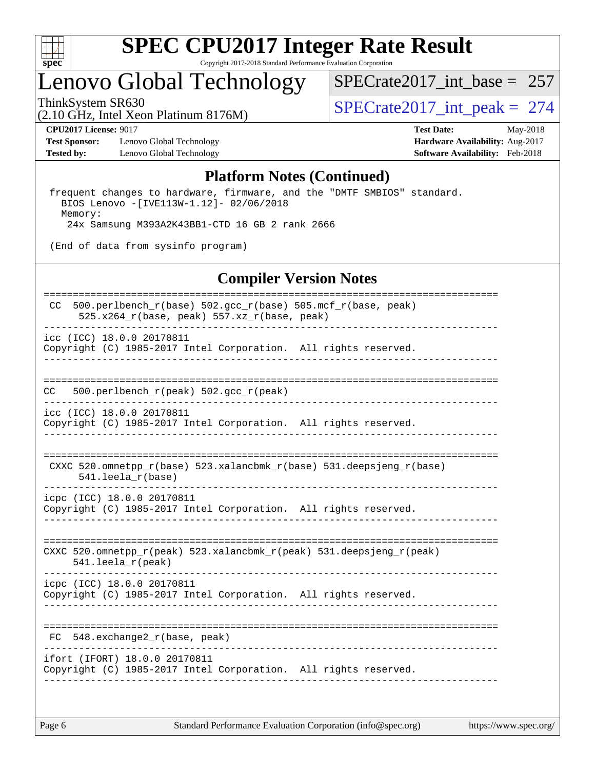## Platform Notes (Continued)

```
 frequent changes to hardware, firmware, and the "DMTF SMBIOS" standard.
   BIOS Lenovo -[IVE113W-1.12]- 02/06/2018
   Memory:
    24x Samsung M393A2K43BB1-CTD 16 GB 2 rank 2666

 (End of data from sysinfo program)
```

## Compiler Version Notes

```
==============================================================================
 CC  500.perlbench_r(base) 502.gcc_r(base) 505.mcf_r(base, peak)
      525.x264_r(base, peak) 557.xz_r(base, peak)
------------------------------------------------------------------------------
icc (ICC) 18.0.0 20170811
Copyright (C) 1985-2017 Intel Corporation.  All rights reserved.
------------------------------------------------------------------------------

==============================================================================
CC   500.perlbench_r(peak) 502.gcc_r(peak)
------------------------------------------------------------------------------
icc (ICC) 18.0.0 20170811
Copyright (C) 1985-2017 Intel Corporation.  All rights reserved.
------------------------------------------------------------------------------

==============================================================================
 CXXC 520.omnetpp_r(base) 523.xalancbmk_r(base) 531.deepsjeng_r(base)
      541.leela_r(base)
------------------------------------------------------------------------------
icpc (ICC) 18.0.0 20170811
Copyright (C) 1985-2017 Intel Corporation.  All rights reserved.
------------------------------------------------------------------------------

==============================================================================
CXXC 520.omnetpp_r(peak) 523.xalancbmk_r(peak) 531.deepsjeng_r(peak)
     541.leela_r(peak)
------------------------------------------------------------------------------
icpc (ICC) 18.0.0 20170811
Copyright (C) 1985-2017 Intel Corporation.  All rights reserved.
------------------------------------------------------------------------------

==============================================================================
 FC  548.exchange2_r(base, peak)
------------------------------------------------------------------------------
ifort (IFORT) 18.0.0 20170811
Copyright (C) 1985-2017 Intel Corporation.  All rights reserved.
------------------------------------------------------------------------------
```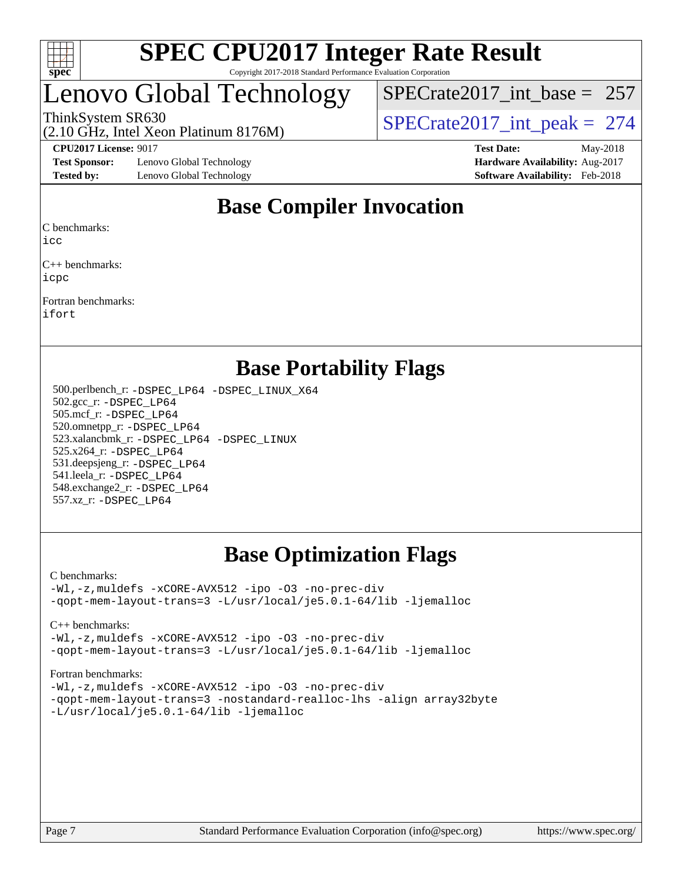# SPEC CPU2017 Integer Rate Result

Copyright 2017-2018 Standard Performance Evaluation Corporation

## Lenovo Global Technology

ThinkSystem SR630
(2.10 GHz, Intel Xeon Platinum 8176M)

SPECrate2017_int_base = 257

SPECrate2017_int_peak = 274

**CPU2017 License:** 9017
**Test Sponsor:** Lenovo Global Technology
**Tested by:** Lenovo Global Technology

**Test Date:** May-2018
**Hardware Availability:** Aug-2017
**Software Availability:** Feb-2018

## Base Compiler Invocation

C benchmarks:
icc

C++ benchmarks:
icpc

Fortran benchmarks:
ifort

## Base Portability Flags

500.perlbench_r: -DSPEC_LP64 -DSPEC_LINUX_X64
502.gcc_r: -DSPEC_LP64
505.mcf_r: -DSPEC_LP64
520.omnetpp_r: -DSPEC_LP64
523.xalancbmk_r: -DSPEC_LP64 -DSPEC_LINUX
525.x264_r: -DSPEC_LP64
531.deepsjeng_r: -DSPEC_LP64
541.leela_r: -DSPEC_LP64
548.exchange2_r: -DSPEC_LP64
557.xz_r: -DSPEC_LP64

## Base Optimization Flags

C benchmarks:
-Wl,-z,muldefs -xCORE-AVX512 -ipo -O3 -no-prec-div
-qopt-mem-layout-trans=3 -L/usr/local/je5.0.1-64/lib -ljemalloc

C++ benchmarks:
-Wl,-z,muldefs -xCORE-AVX512 -ipo -O3 -no-prec-div
-qopt-mem-layout-trans=3 -L/usr/local/je5.0.1-64/lib -ljemalloc

Fortran benchmarks:
-Wl,-z,muldefs -xCORE-AVX512 -ipo -O3 -no-prec-div
-qopt-mem-layout-trans=3 -nostandard-realloc-lhs -align array32byte
-L/usr/local/je5.0.1-64/lib -ljemalloc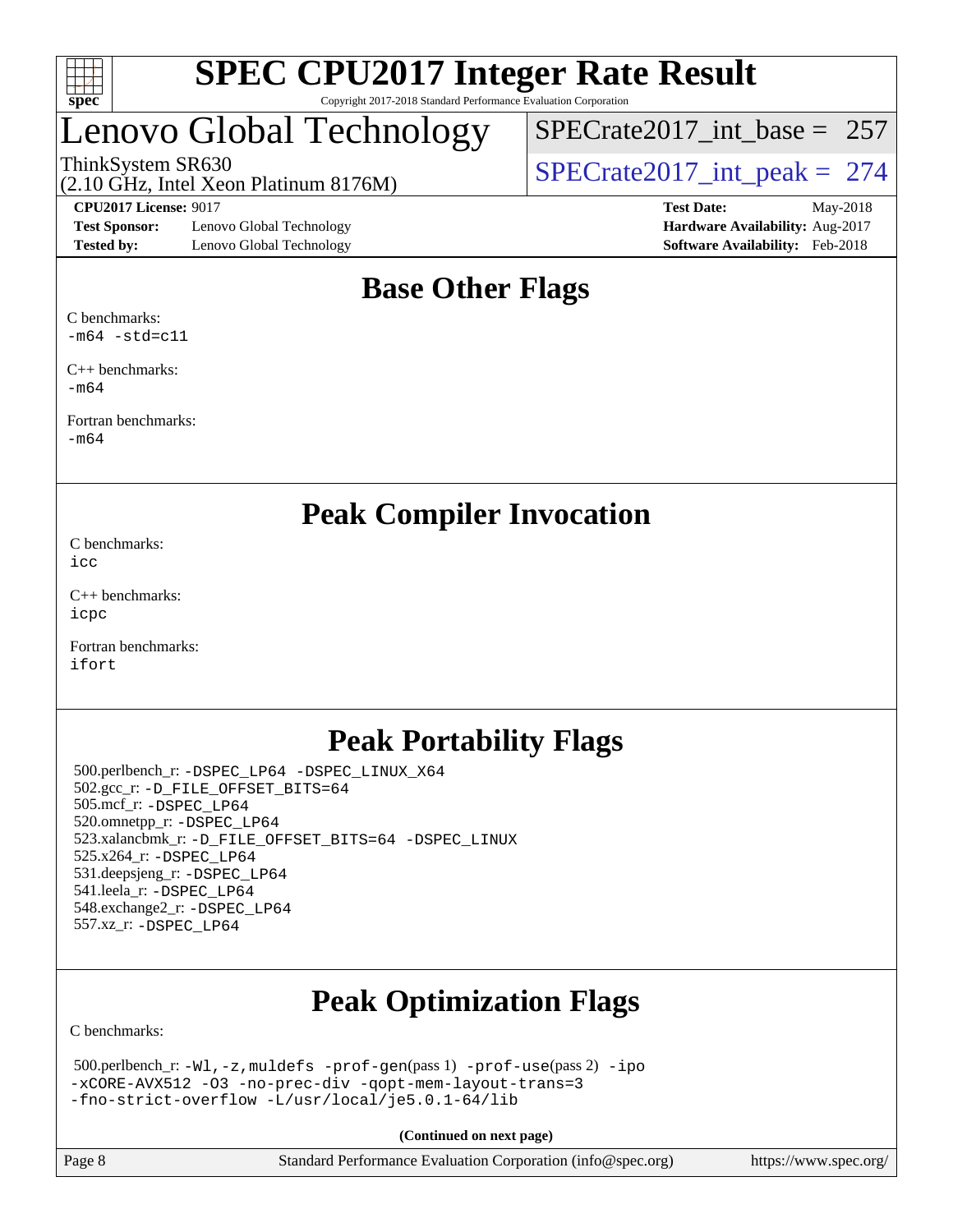# SPEC CPU2017 Integer Rate Result

Copyright 2017-2018 Standard Performance Evaluation Corporation

## Lenovo Global Technology

ThinkSystem SR630
(2.10 GHz, Intel Xeon Platinum 8176M)

SPECrate2017_int_base = 257

SPECrate2017_int_peak = 274

**CPU2017 License:** 9017
**Test Sponsor:** Lenovo Global Technology
**Tested by:** Lenovo Global Technology

**Test Date:** May-2018
**Hardware Availability:** Aug-2017
**Software Availability:** Feb-2018

## Base Other Flags

C benchmarks:
```
-m64 -std=c11
```

C++ benchmarks:
```
-m64
```

Fortran benchmarks:
```
-m64
```

## Peak Compiler Invocation

C benchmarks:
```
icc
```

C++ benchmarks:
```
icpc
```

Fortran benchmarks:
```
ifort
```

## Peak Portability Flags

500.perlbench_r: `-DSPEC_LP64 -DSPEC_LINUX_X64`
502.gcc_r: `-D_FILE_OFFSET_BITS=64`
505.mcf_r: `-DSPEC_LP64`
520.omnetpp_r: `-DSPEC_LP64`
523.xalancbmk_r: `-D_FILE_OFFSET_BITS=64 -DSPEC_LINUX`
525.x264_r: `-DSPEC_LP64`
531.deepsjeng_r: `-DSPEC_LP64`
541.leela_r: `-DSPEC_LP64`
548.exchange2_r: `-DSPEC_LP64`
557.xz_r: `-DSPEC_LP64`

## Peak Optimization Flags

C benchmarks:

500.perlbench_r: `-Wl,-z,muldefs -prof-gen`(pass 1) `-prof-use`(pass 2) `-ipo -xCORE-AVX512 -O3 -no-prec-div -qopt-mem-layout-trans=3 -fno-strict-overflow -L/usr/local/je5.0.1-64/lib`

**(Continued on next page)**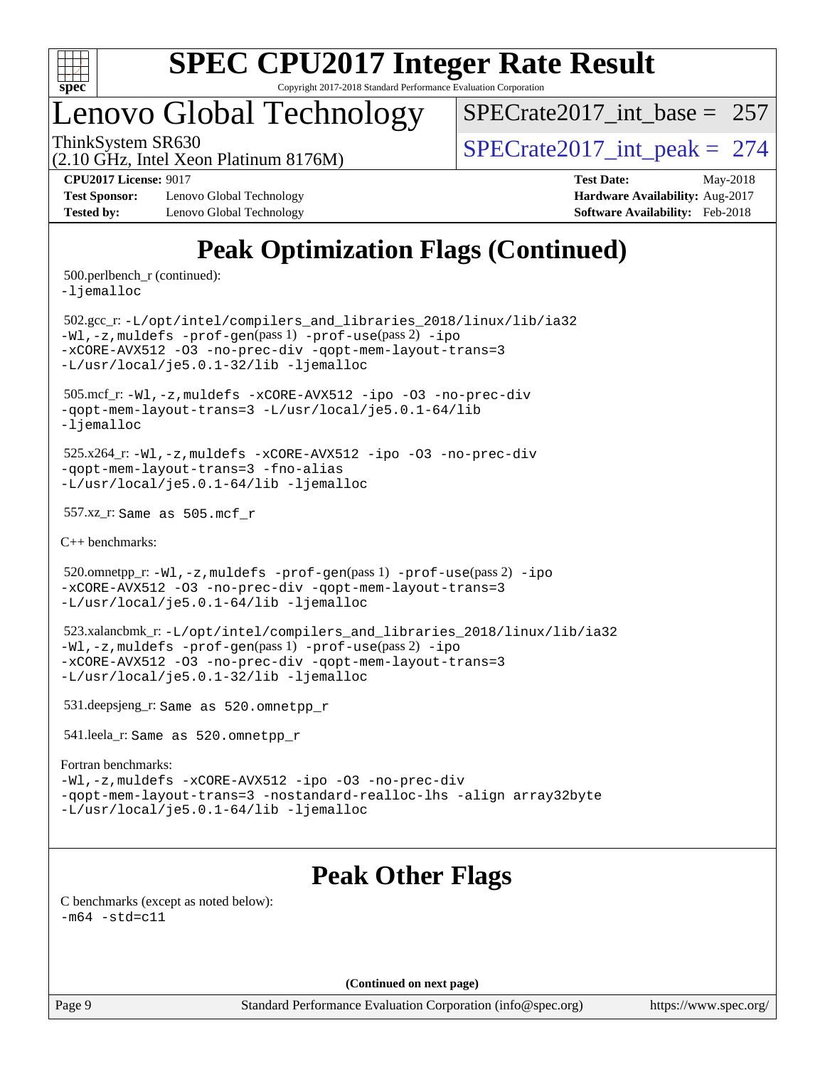# Peak Optimization Flags (Continued)

500.perlbench_r (continued):
-ljemalloc

502.gcc_r: -L/opt/intel/compilers_and_libraries_2018/linux/lib/ia32 -Wl,-z,muldefs -prof-gen(pass 1) -prof-use(pass 2) -ipo -xCORE-AVX512 -O3 -no-prec-div -qopt-mem-layout-trans=3 -L/usr/local/je5.0.1-32/lib -ljemalloc

505.mcf_r: -Wl,-z,muldefs -xCORE-AVX512 -ipo -O3 -no-prec-div -qopt-mem-layout-trans=3 -L/usr/local/je5.0.1-64/lib -ljemalloc

525.x264_r: -Wl,-z,muldefs -xCORE-AVX512 -ipo -O3 -no-prec-div -qopt-mem-layout-trans=3 -fno-alias -L/usr/local/je5.0.1-64/lib -ljemalloc

557.xz_r: Same as 505.mcf_r

C++ benchmarks:

520.omnetpp_r: -Wl,-z,muldefs -prof-gen(pass 1) -prof-use(pass 2) -ipo -xCORE-AVX512 -O3 -no-prec-div -qopt-mem-layout-trans=3 -L/usr/local/je5.0.1-64/lib -ljemalloc

523.xalancbmk_r: -L/opt/intel/compilers_and_libraries_2018/linux/lib/ia32 -Wl,-z,muldefs -prof-gen(pass 1) -prof-use(pass 2) -ipo -xCORE-AVX512 -O3 -no-prec-div -qopt-mem-layout-trans=3 -L/usr/local/je5.0.1-32/lib -ljemalloc

531.deepsjeng_r: Same as 520.omnetpp_r

541.leela_r: Same as 520.omnetpp_r

Fortran benchmarks:
-Wl,-z,muldefs -xCORE-AVX512 -ipo -O3 -no-prec-div -qopt-mem-layout-trans=3 -nostandard-realloc-lhs -align array32byte -L/usr/local/je5.0.1-64/lib -ljemalloc

# Peak Other Flags

C benchmarks (except as noted below):
-m64 -std=c11

**(Continued on next page)**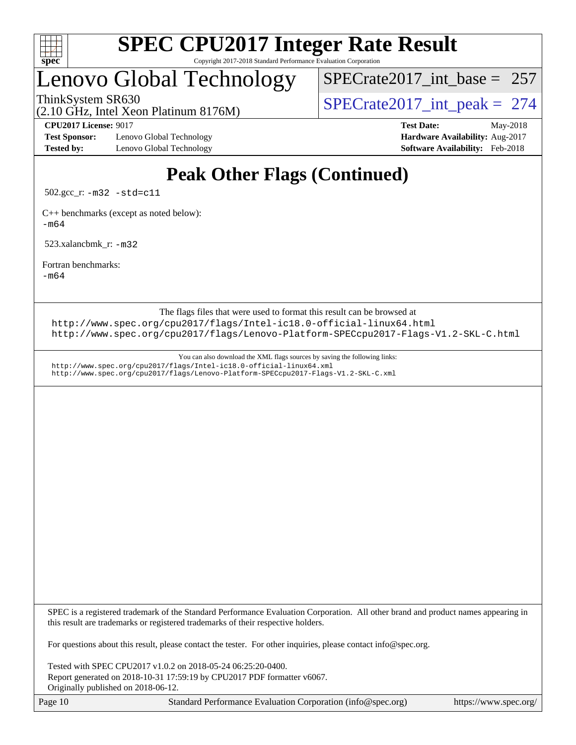# SPEC CPU2017 Integer Rate Result

Copyright 2017-2018 Standard Performance Evaluation Corporation

# Lenovo Global Technology

ThinkSystem SR630
(2.10 GHz, Intel Xeon Platinum 8176M)

SPECrate2017_int_base = 257

SPECrate2017_int_peak = 274

**CPU2017 License:** 9017
**Test Sponsor:** Lenovo Global Technology
**Tested by:** Lenovo Global Technology

**Test Date:** May-2018
**Hardware Availability:** Aug-2017
**Software Availability:** Feb-2018

## Peak Other Flags (Continued)

502.gcc_r: -m32 -std=c11

C++ benchmarks (except as noted below):
-m64

523.xalancbmk_r: -m32

Fortran benchmarks:
-m64

The flags files that were used to format this result can be browsed at
http://www.spec.org/cpu2017/flags/Intel-ic18.0-official-linux64.html
http://www.spec.org/cpu2017/flags/Lenovo-Platform-SPECcpu2017-Flags-V1.2-SKL-C.html

You can also download the XML flags sources by saving the following links:
http://www.spec.org/cpu2017/flags/Intel-ic18.0-official-linux64.xml
http://www.spec.org/cpu2017/flags/Lenovo-Platform-SPECcpu2017-Flags-V1.2-SKL-C.xml

SPEC is a registered trademark of the Standard Performance Evaluation Corporation. All other brand and product names appearing in this result are trademarks or registered trademarks of their respective holders.

For questions about this result, please contact the tester. For other inquiries, please contact info@spec.org.

Tested with SPEC CPU2017 v1.0.2 on 2018-05-24 06:25:20-0400.
Report generated on 2018-10-31 17:59:19 by CPU2017 PDF formatter v6067.
Originally published on 2018-06-12.